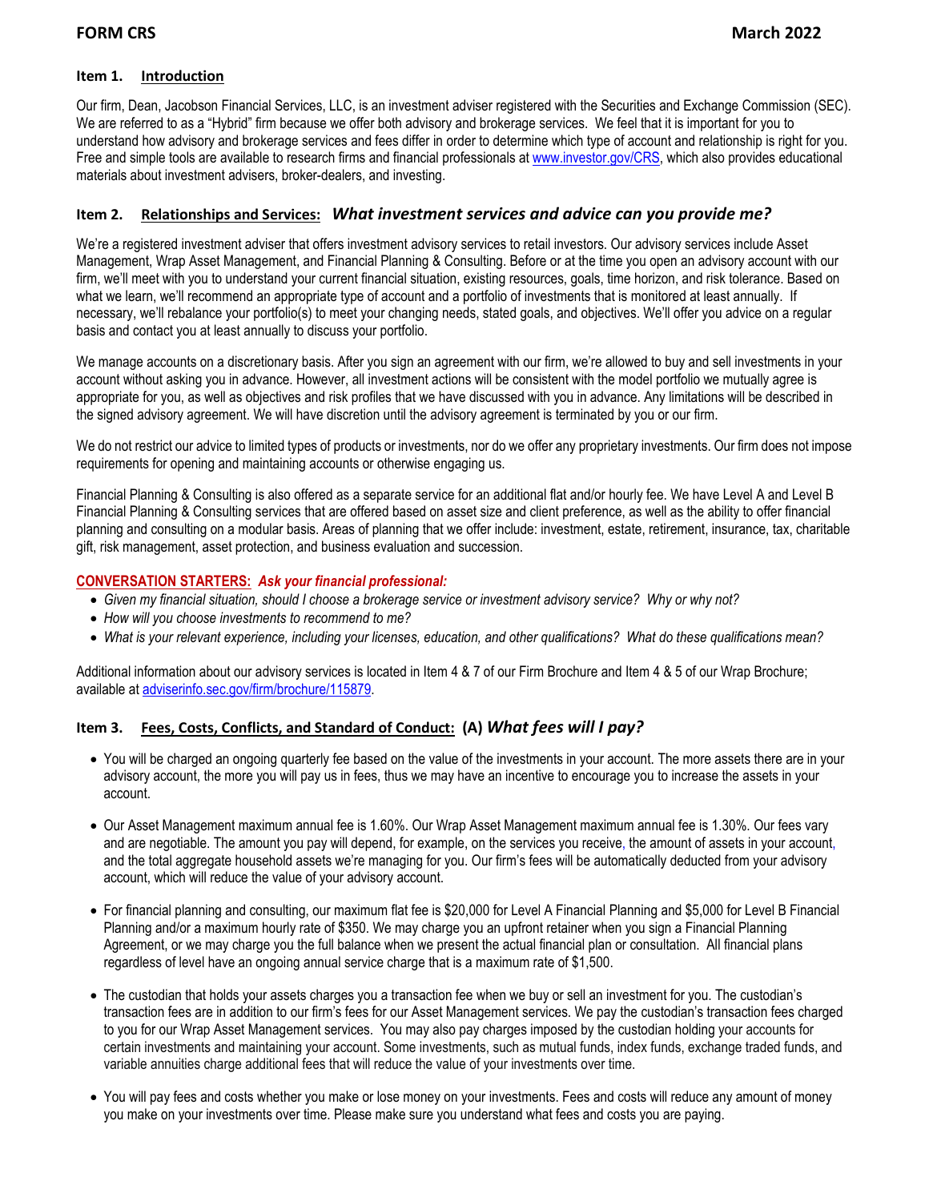**FORM CRS** **March 2022**

## Item 1. Introduction

Our firm, Dean, Jacobson Financial Services, LLC, is an investment adviser registered with the Securities and Exchange Commission (SEC). We are referred to as a "Hybrid" firm because we offer both advisory and brokerage services. We feel that it is important for you to understand how advisory and brokerage services and fees differ in order to determine which type of account and relationship is right for you. Free and simple tools are available to research firms and financial professionals at www.investor.gov/CRS, which also provides educational materials about investment advisers, broker-dealers, and investing.

## Item 2. Relationships and Services: *What investment services and advice can you provide me?*

We're a registered investment adviser that offers investment advisory services to retail investors. Our advisory services include Asset Management, Wrap Asset Management, and Financial Planning & Consulting. Before or at the time you open an advisory account with our firm, we'll meet with you to understand your current financial situation, existing resources, goals, time horizon, and risk tolerance. Based on what we learn, we'll recommend an appropriate type of account and a portfolio of investments that is monitored at least annually. If necessary, we'll rebalance your portfolio(s) to meet your changing needs, stated goals, and objectives. We'll offer you advice on a regular basis and contact you at least annually to discuss your portfolio.

We manage accounts on a discretionary basis. After you sign an agreement with our firm, we're allowed to buy and sell investments in your account without asking you in advance. However, all investment actions will be consistent with the model portfolio we mutually agree is appropriate for you, as well as objectives and risk profiles that we have discussed with you in advance. Any limitations will be described in the signed advisory agreement. We will have discretion until the advisory agreement is terminated by you or our firm.

We do not restrict our advice to limited types of products or investments, nor do we offer any proprietary investments. Our firm does not impose requirements for opening and maintaining accounts or otherwise engaging us.

Financial Planning & Consulting is also offered as a separate service for an additional flat and/or hourly fee. We have Level A and Level B Financial Planning & Consulting services that are offered based on asset size and client preference, as well as the ability to offer financial planning and consulting on a modular basis. Areas of planning that we offer include: investment, estate, retirement, insurance, tax, charitable gift, risk management, asset protection, and business evaluation and succession.

**CONVERSATION STARTERS:** ***Ask your financial professional:***

- *Given my financial situation, should I choose a brokerage service or investment advisory service? Why or why not?*
- *How will you choose investments to recommend to me?*
- *What is your relevant experience, including your licenses, education, and other qualifications? What do these qualifications mean?*

Additional information about our advisory services is located in Item 4 & 7 of our Firm Brochure and Item 4 & 5 of our Wrap Brochure; available at adviserinfo.sec.gov/firm/brochure/115879.

## Item 3. Fees, Costs, Conflicts, and Standard of Conduct: (A) *What fees will I pay?*

- You will be charged an ongoing quarterly fee based on the value of the investments in your account. The more assets there are in your advisory account, the more you will pay us in fees, thus we may have an incentive to encourage you to increase the assets in your account.
- Our Asset Management maximum annual fee is 1.60%. Our Wrap Asset Management maximum annual fee is 1.30%. Our fees vary and are negotiable. The amount you pay will depend, for example, on the services you receive, the amount of assets in your account, and the total aggregate household assets we're managing for you. Our firm's fees will be automatically deducted from your advisory account, which will reduce the value of your advisory account.
- For financial planning and consulting, our maximum flat fee is $20,000 for Level A Financial Planning and $5,000 for Level B Financial Planning and/or a maximum hourly rate of $350. We may charge you an upfront retainer when you sign a Financial Planning Agreement, or we may charge you the full balance when we present the actual financial plan or consultation. All financial plans regardless of level have an ongoing annual service charge that is a maximum rate of $1,500.
- The custodian that holds your assets charges you a transaction fee when we buy or sell an investment for you. The custodian's transaction fees are in addition to our firm's fees for our Asset Management services. We pay the custodian's transaction fees charged to you for our Wrap Asset Management services. You may also pay charges imposed by the custodian holding your accounts for certain investments and maintaining your account. Some investments, such as mutual funds, index funds, exchange traded funds, and variable annuities charge additional fees that will reduce the value of your investments over time.
- You will pay fees and costs whether you make or lose money on your investments. Fees and costs will reduce any amount of money you make on your investments over time. Please make sure you understand what fees and costs you are paying.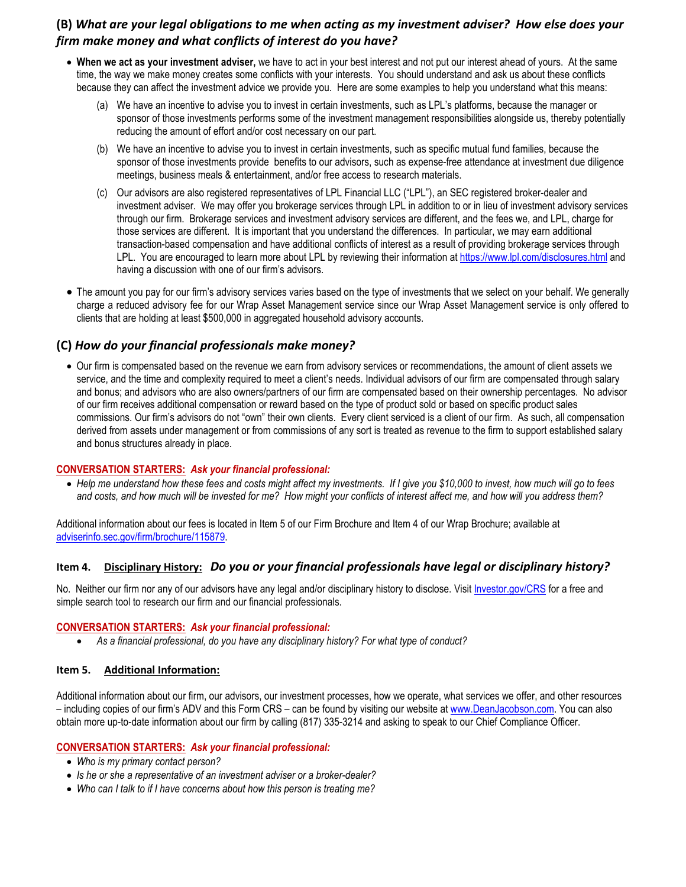## (B) *What are your legal obligations to me when acting as my investment adviser? How else does your firm make money and what conflicts of interest do you have?*

- **When we act as your investment adviser,** we have to act in your best interest and not put our interest ahead of yours. At the same time, the way we make money creates some conflicts with your interests. You should understand and ask us about these conflicts because they can affect the investment advice we provide you. Here are some examples to help you understand what this means:
  - (a) We have an incentive to advise you to invest in certain investments, such as LPL's platforms, because the manager or sponsor of those investments performs some of the investment management responsibilities alongside us, thereby potentially reducing the amount of effort and/or cost necessary on our part.
  - (b) We have an incentive to advise you to invest in certain investments, such as specific mutual fund families, because the sponsor of those investments provide benefits to our advisors, such as expense-free attendance at investment due diligence meetings, business meals & entertainment, and/or free access to research materials.
  - (c) Our advisors are also registered representatives of LPL Financial LLC ("LPL"), an SEC registered broker-dealer and investment adviser. We may offer you brokerage services through LPL in addition to or in lieu of investment advisory services through our firm. Brokerage services and investment advisory services are different, and the fees we, and LPL, charge for those services are different. It is important that you understand the differences. In particular, we may earn additional transaction-based compensation and have additional conflicts of interest as a result of providing brokerage services through LPL. You are encouraged to learn more about LPL by reviewing their information at https://www.lpl.com/disclosures.html and having a discussion with one of our firm's advisors.
- The amount you pay for our firm's advisory services varies based on the type of investments that we select on your behalf. We generally charge a reduced advisory fee for our Wrap Asset Management service since our Wrap Asset Management service is only offered to clients that are holding at least $500,000 in aggregated household advisory accounts.

## (C) *How do your financial professionals make money?*

- Our firm is compensated based on the revenue we earn from advisory services or recommendations, the amount of client assets we service, and the time and complexity required to meet a client's needs. Individual advisors of our firm are compensated through salary and bonus; and advisors who are also owners/partners of our firm are compensated based on their ownership percentages. No advisor of our firm receives additional compensation or reward based on the type of product sold or based on specific product sales commissions. Our firm's advisors do not "own" their own clients. Every client serviced is a client of our firm. As such, all compensation derived from assets under management or from commissions of any sort is treated as revenue to the firm to support established salary and bonus structures already in place.

**CONVERSATION STARTERS:** ***Ask your financial professional:***

- *Help me understand how these fees and costs might affect my investments. If I give you $10,000 to invest, how much will go to fees and costs, and how much will be invested for me? How might your conflicts of interest affect me, and how will you address them?*

Additional information about our fees is located in Item 5 of our Firm Brochure and Item 4 of our Wrap Brochure; available at adviserinfo.sec.gov/firm/brochure/115879.

## Item 4. Disciplinary History: *Do you or your financial professionals have legal or disciplinary history?*

No. Neither our firm nor any of our advisors have any legal and/or disciplinary history to disclose. Visit Investor.gov/CRS for a free and simple search tool to research our firm and our financial professionals.

**CONVERSATION STARTERS:** ***Ask your financial professional:***

- *As a financial professional, do you have any disciplinary history? For what type of conduct?*

## Item 5. Additional Information:

Additional information about our firm, our advisors, our investment processes, how we operate, what services we offer, and other resources – including copies of our firm's ADV and this Form CRS – can be found by visiting our website at www.DeanJacobson.com. You can also obtain more up-to-date information about our firm by calling (817) 335-3214 and asking to speak to our Chief Compliance Officer.

**CONVERSATION STARTERS:** ***Ask your financial professional:***

- *Who is my primary contact person?*
- *Is he or she a representative of an investment adviser or a broker-dealer?*
- *Who can I talk to if I have concerns about how this person is treating me?*